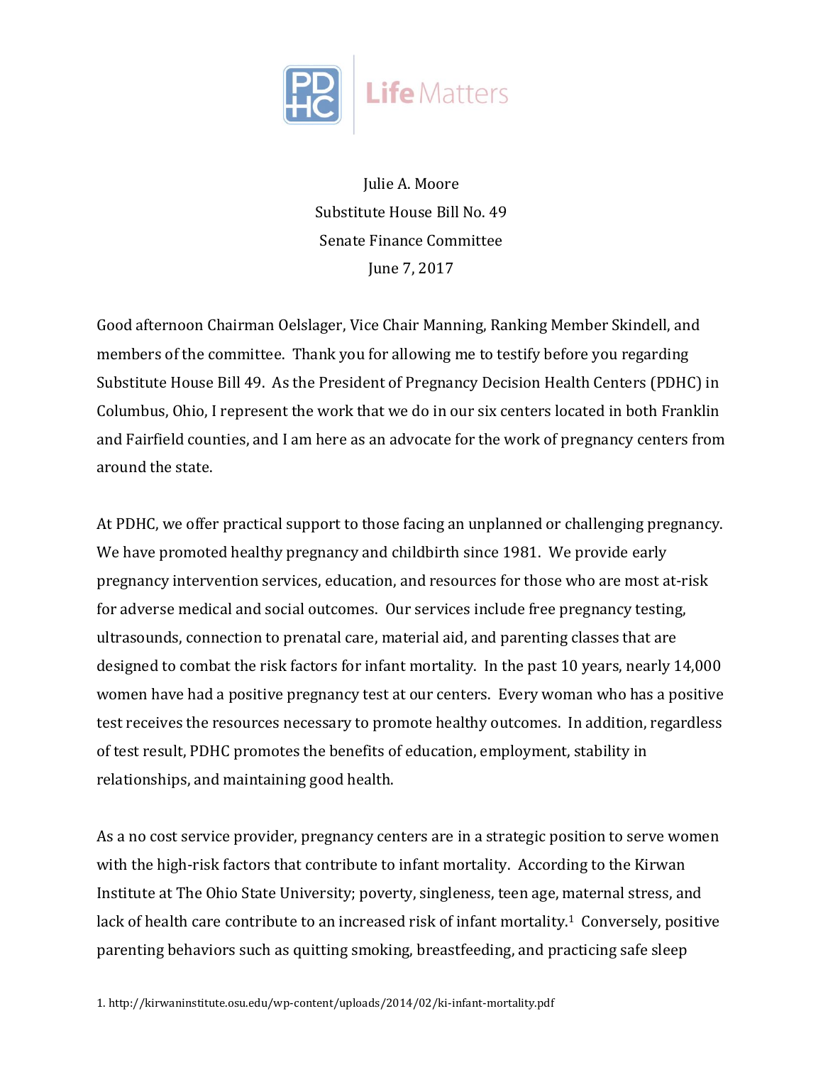Julie A. Moore
Substitute House Bill No. 49
Senate Finance Committee
June 7, 2017

Good afternoon Chairman Oelslager, Vice Chair Manning, Ranking Member Skindell, and members of the committee. Thank you for allowing me to testify before you regarding Substitute House Bill 49. As the President of Pregnancy Decision Health Centers (PDHC) in Columbus, Ohio, I represent the work that we do in our six centers located in both Franklin and Fairfield counties, and I am here as an advocate for the work of pregnancy centers from around the state.

At PDHC, we offer practical support to those facing an unplanned or challenging pregnancy. We have promoted healthy pregnancy and childbirth since 1981. We provide early pregnancy intervention services, education, and resources for those who are most at-risk for adverse medical and social outcomes. Our services include free pregnancy testing, ultrasounds, connection to prenatal care, material aid, and parenting classes that are designed to combat the risk factors for infant mortality. In the past 10 years, nearly 14,000 women have had a positive pregnancy test at our centers. Every woman who has a positive test receives the resources necessary to promote healthy outcomes. In addition, regardless of test result, PDHC promotes the benefits of education, employment, stability in relationships, and maintaining good health.

As a no cost service provider, pregnancy centers are in a strategic position to serve women with the high-risk factors that contribute to infant mortality. According to the Kirwan Institute at The Ohio State University; poverty, singleness, teen age, maternal stress, and lack of health care contribute to an increased risk of infant mortality.[1] Conversely, positive parenting behaviors such as quitting smoking, breastfeeding, and practicing safe sleep

1. http://kirwaninstitute.osu.edu/wp-content/uploads/2014/02/ki-infant-mortality.pdf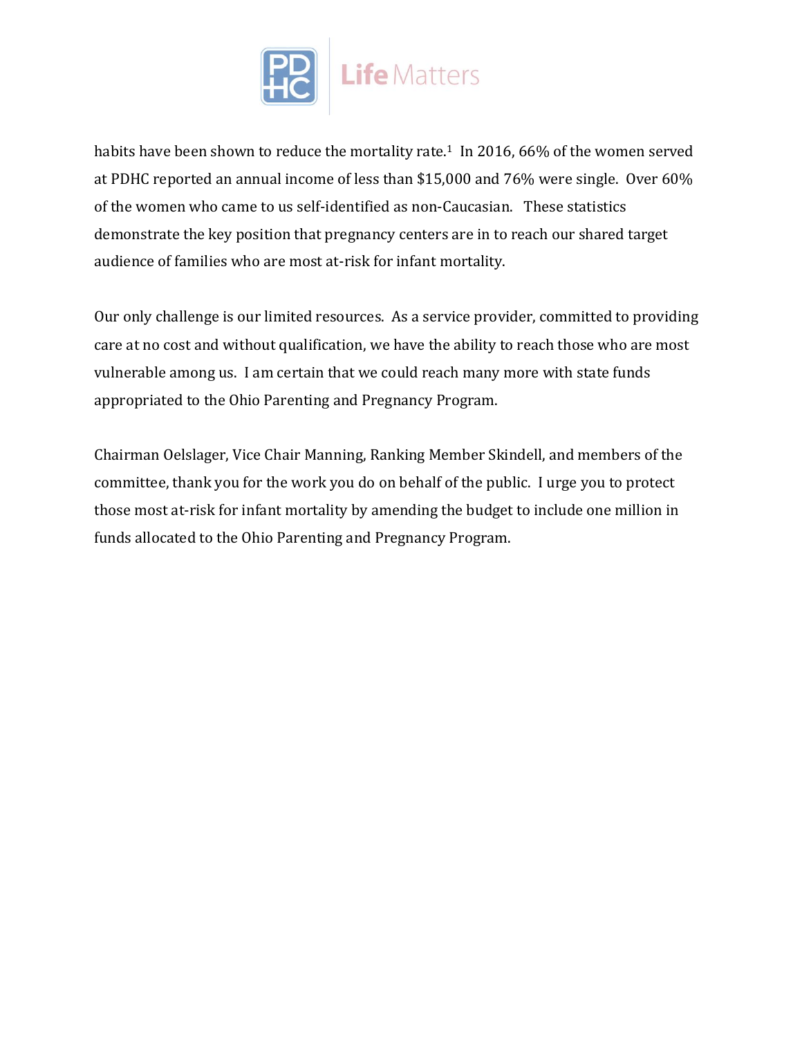habits have been shown to reduce the mortality rate.[1] In 2016, 66% of the women served at PDHC reported an annual income of less than $15,000 and 76% were single. Over 60% of the women who came to us self-identified as non-Caucasian. These statistics demonstrate the key position that pregnancy centers are in to reach our shared target audience of families who are most at-risk for infant mortality.

Our only challenge is our limited resources. As a service provider, committed to providing care at no cost and without qualification, we have the ability to reach those who are most vulnerable among us. I am certain that we could reach many more with state funds appropriated to the Ohio Parenting and Pregnancy Program.

Chairman Oelslager, Vice Chair Manning, Ranking Member Skindell, and members of the committee, thank you for the work you do on behalf of the public. I urge you to protect those most at-risk for infant mortality by amending the budget to include one million in funds allocated to the Ohio Parenting and Pregnancy Program.